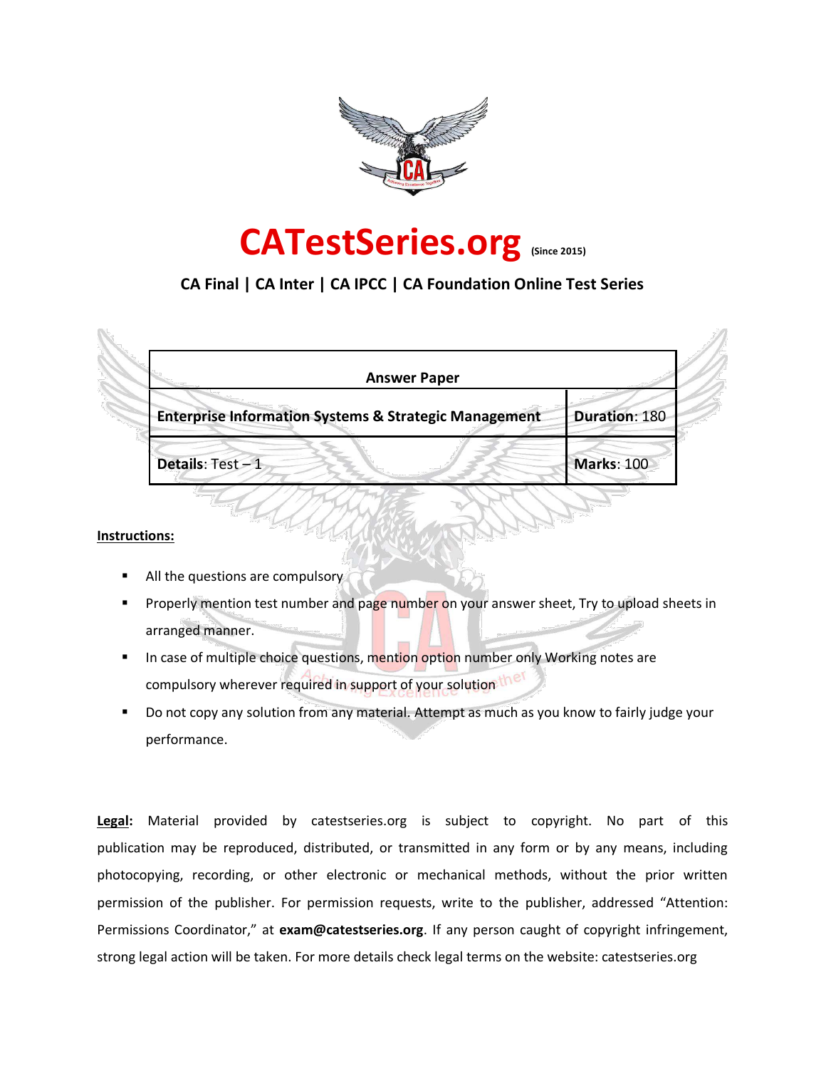# CATestSeries.org (Since 2015)

**CA Final | CA Inter | CA IPCC | CA Foundation Online Test Series**

| **Answer Paper** | |
|---|---|
| **Enterprise Information Systems & Strategic Management** | **Duration**: 180 |
| **Details**: Test – 1 | **Marks**: 100 |

**Instructions:**

- All the questions are compulsory
- Properly mention test number and page number on your answer sheet, Try to upload sheets in arranged manner.
- In case of multiple choice questions, mention option number only Working notes are compulsory wherever required in support of your solution
- Do not copy any solution from any material. Attempt as much as you know to fairly judge your performance.

**Legal:** Material provided by catestseries.org is subject to copyright. No part of this publication may be reproduced, distributed, or transmitted in any form or by any means, including photocopying, recording, or other electronic or mechanical methods, without the prior written permission of the publisher. For permission requests, write to the publisher, addressed "Attention: Permissions Coordinator," at **exam@catestseries.org**. If any person caught of copyright infringement, strong legal action will be taken. For more details check legal terms on the website: catestseries.org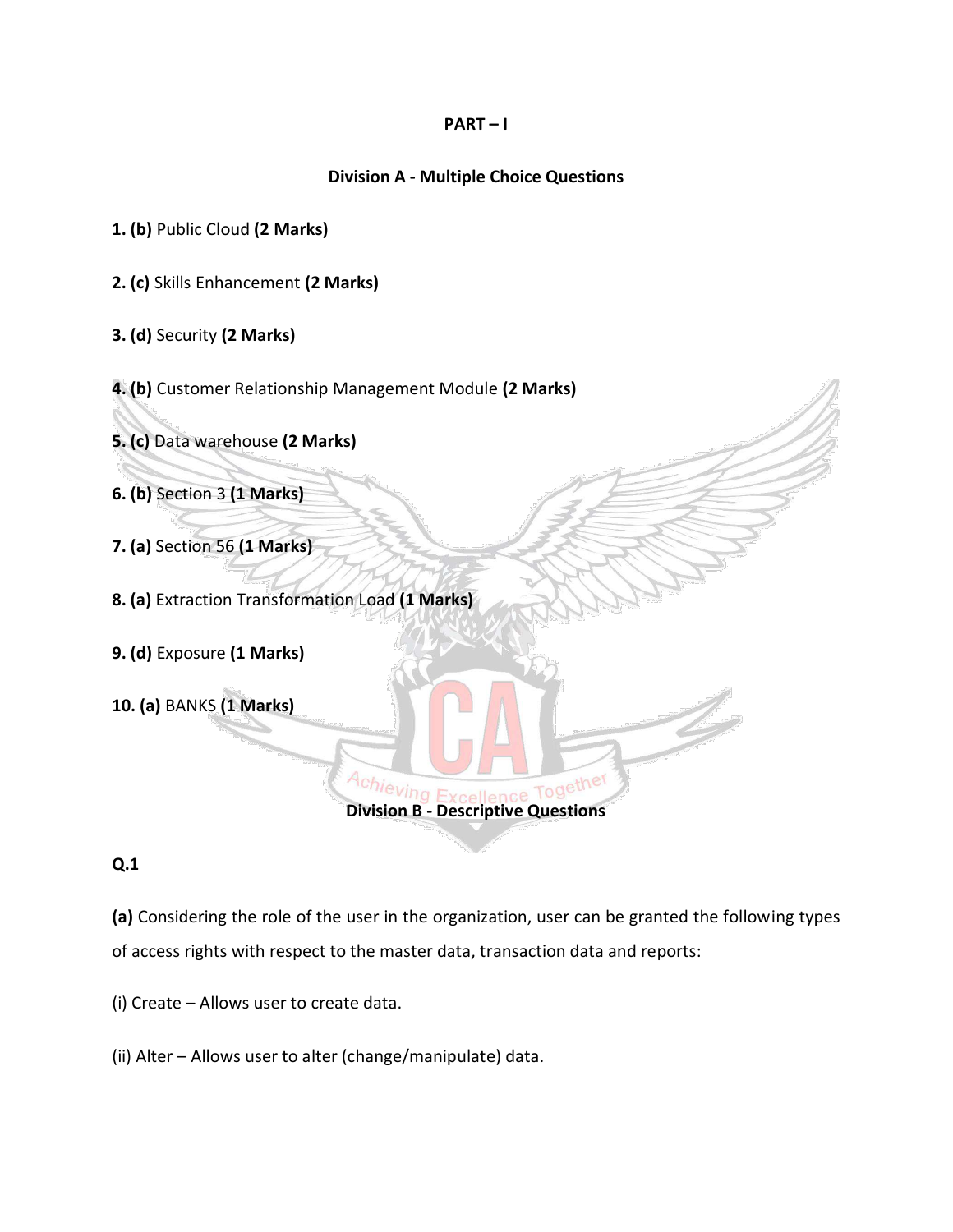**PART – I**

**Division A - Multiple Choice Questions**

**1. (b)** Public Cloud **(2 Marks)**

**2. (c)** Skills Enhancement **(2 Marks)**

**3. (d)** Security **(2 Marks)**

**4. (b)** Customer Relationship Management Module **(2 Marks)**

**5. (c)** Data warehouse **(2 Marks)**

**6. (b)** Section 3 **(1 Marks)**

**7. (a)** Section 56 **(1 Marks)**

**8. (a)** Extraction Transformation Load **(1 Marks)**

**9. (d)** Exposure **(1 Marks)**

**10. (a)** BANKS **(1 Marks)**

**Division B - Descriptive Questions**

**Q.1**

**(a)** Considering the role of the user in the organization, user can be granted the following types of access rights with respect to the master data, transaction data and reports:

(i) Create – Allows user to create data.

(ii) Alter – Allows user to alter (change/manipulate) data.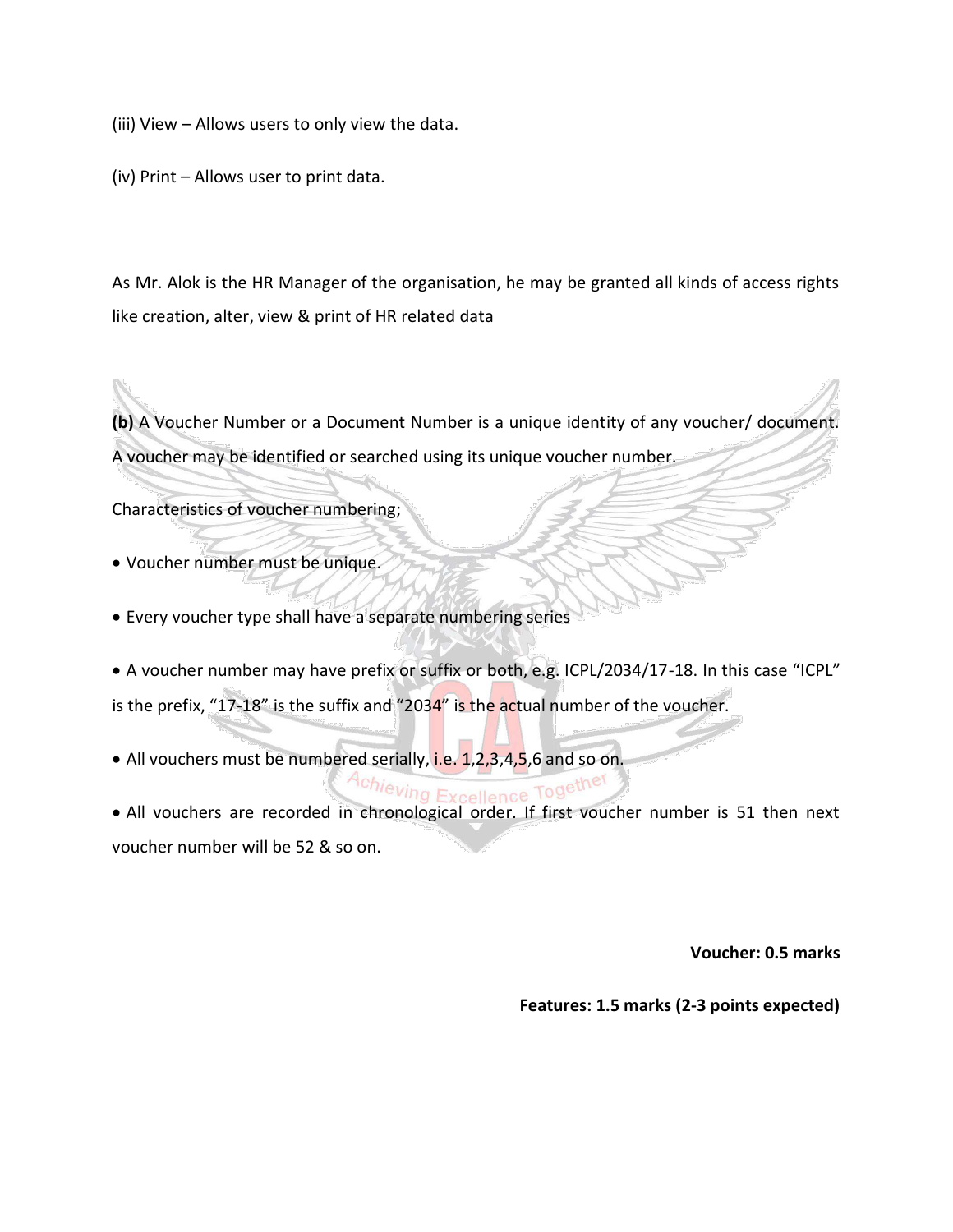(iii) View – Allows users to only view the data.

(iv) Print – Allows user to print data.

As Mr. Alok is the HR Manager of the organisation, he may be granted all kinds of access rights like creation, alter, view & print of HR related data

**(b)** A Voucher Number or a Document Number is a unique identity of any voucher/ document. A voucher may be identified or searched using its unique voucher number.

Characteristics of voucher numbering;

- Voucher number must be unique.
- Every voucher type shall have a separate numbering series
- A voucher number may have prefix or suffix or both, e.g. ICPL/2034/17-18. In this case "ICPL" is the prefix, "17-18" is the suffix and "2034" is the actual number of the voucher.
- All vouchers must be numbered serially, i.e. 1,2,3,4,5,6 and so on.
- All vouchers are recorded in chronological order. If first voucher number is 51 then next voucher number will be 52 & so on.

**Voucher: 0.5 marks**

**Features: 1.5 marks (2-3 points expected)**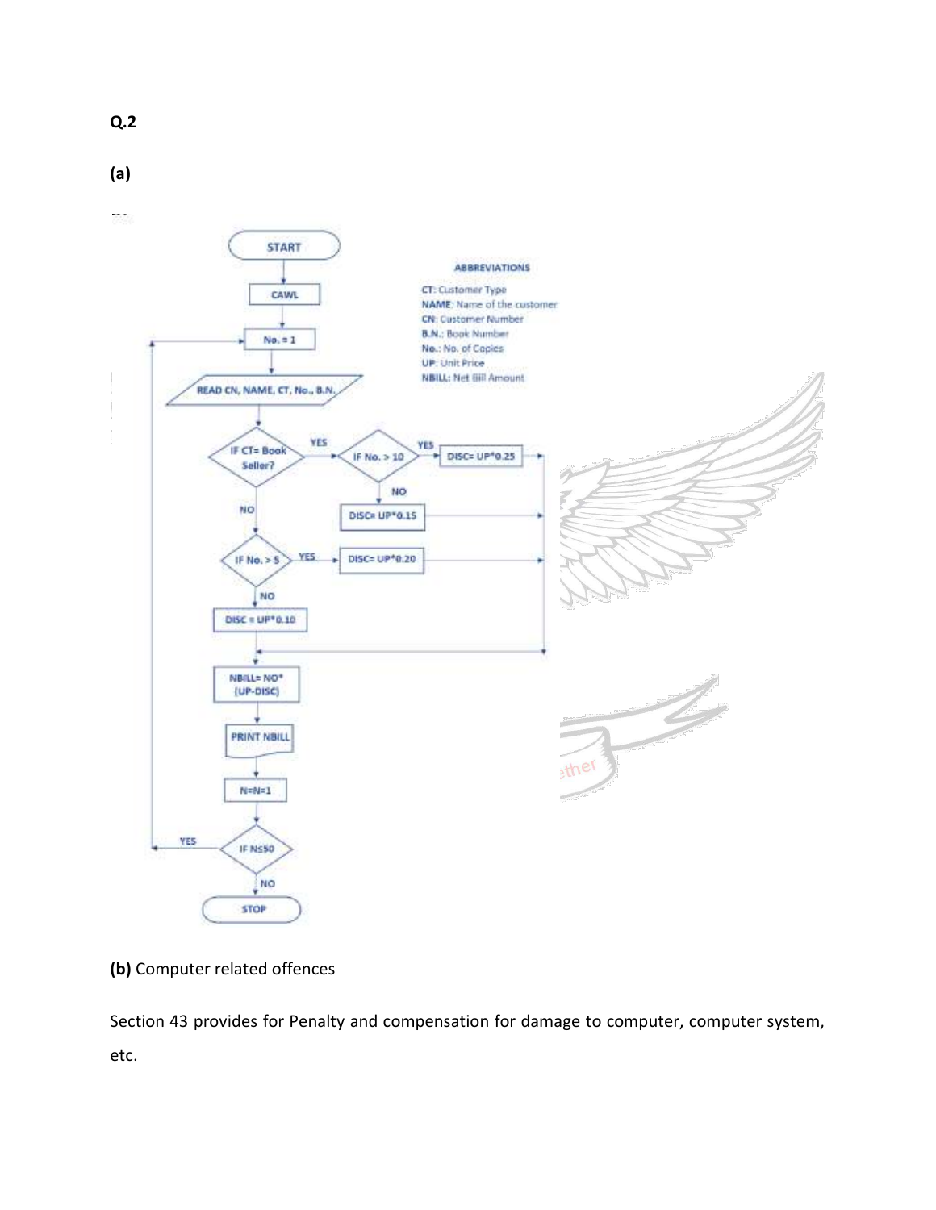**Q.2**

**(a)**

**ABBREVIATIONS**

**CT**: Customer Type
**NAME**: Name of the customer
**CN**: Customer Number
**B.N.**: Book Number
**No.**: No. of Copies
**UP**: Unit Price
**NBILL**: Net Bill Amount

START → CAWL → No. = 1 → READ CN, NAME, CT, No., B.N. → IF CT= Book Seller?

- YES → IF No. > 10
  - YES → DISC= UP*0.25
  - NO → DISC= UP*0.15
- NO → IF No. > 5
  - YES → DISC= UP*0.20
  - NO → DISC = UP*0.10

→ NBILL= NO* (UP-DISC) → PRINT NBILL → N=N=1 → IF N≤50

- YES → (back to No. = 1)
- NO → STOP

**(b)** Computer related offences

Section 43 provides for Penalty and compensation for damage to computer, computer system, etc.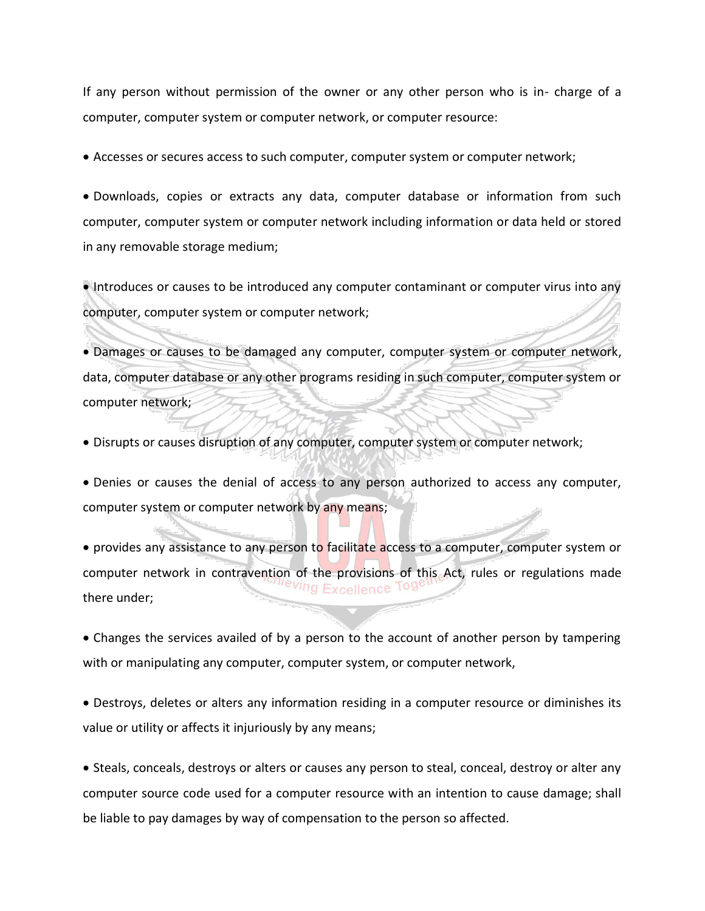If any person without permission of the owner or any other person who is in- charge of a computer, computer system or computer network, or computer resource:

- Accesses or secures access to such computer, computer system or computer network;
- Downloads, copies or extracts any data, computer database or information from such computer, computer system or computer network including information or data held or stored in any removable storage medium;
- Introduces or causes to be introduced any computer contaminant or computer virus into any computer, computer system or computer network;
- Damages or causes to be damaged any computer, computer system or computer network, data, computer database or any other programs residing in such computer, computer system or computer network;
- Disrupts or causes disruption of any computer, computer system or computer network;
- Denies or causes the denial of access to any person authorized to access any computer, computer system or computer network by any means;
- provides any assistance to any person to facilitate access to a computer, computer system or computer network in contravention of the provisions of this Act, rules or regulations made there under;
- Changes the services availed of by a person to the account of another person by tampering with or manipulating any computer, computer system, or computer network,
- Destroys, deletes or alters any information residing in a computer resource or diminishes its value or utility or affects it injuriously by any means;
- Steals, conceals, destroys or alters or causes any person to steal, conceal, destroy or alter any computer source code used for a computer resource with an intention to cause damage; shall be liable to pay damages by way of compensation to the person so affected.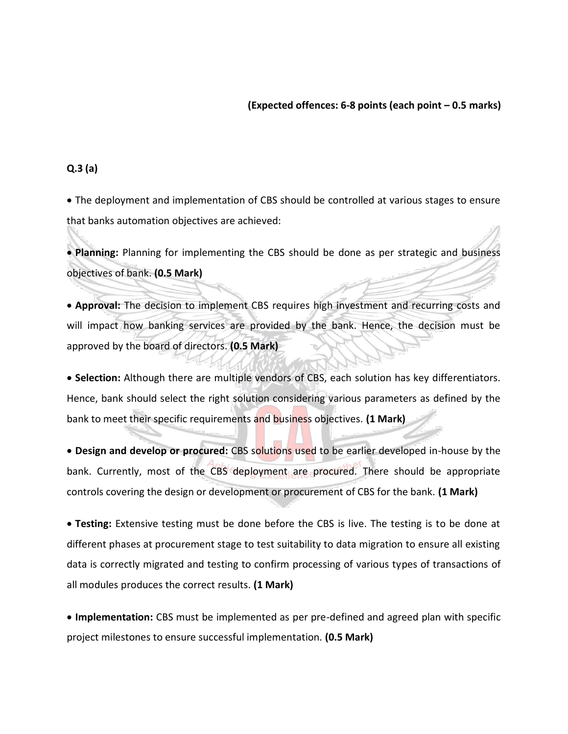**(Expected offences: 6-8 points (each point – 0.5 marks)**

**Q.3 (a)**

- The deployment and implementation of CBS should be controlled at various stages to ensure that banks automation objectives are achieved:
- **Planning:** Planning for implementing the CBS should be done as per strategic and business objectives of bank. **(0.5 Mark)**
- **Approval:** The decision to implement CBS requires high investment and recurring costs and will impact how banking services are provided by the bank. Hence, the decision must be approved by the board of directors. **(0.5 Mark)**
- **Selection:** Although there are multiple vendors of CBS, each solution has key differentiators. Hence, bank should select the right solution considering various parameters as defined by the bank to meet their specific requirements and business objectives. **(1 Mark)**
- **Design and develop or procured:** CBS solutions used to be earlier developed in-house by the bank. Currently, most of the CBS deployment are procured. There should be appropriate controls covering the design or development or procurement of CBS for the bank. **(1 Mark)**
- **Testing:** Extensive testing must be done before the CBS is live. The testing is to be done at different phases at procurement stage to test suitability to data migration to ensure all existing data is correctly migrated and testing to confirm processing of various types of transactions of all modules produces the correct results. **(1 Mark)**
- **Implementation:** CBS must be implemented as per pre-defined and agreed plan with specific project milestones to ensure successful implementation. **(0.5 Mark)**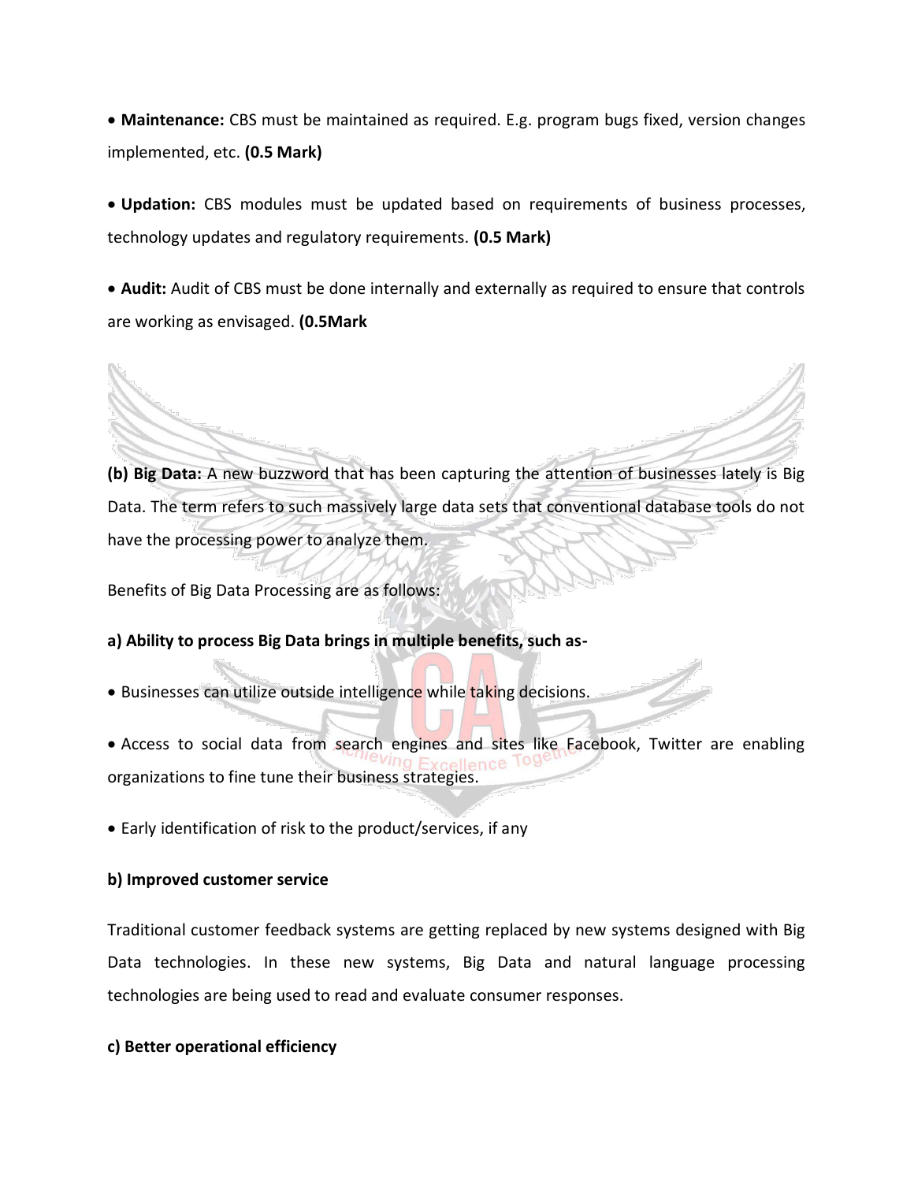- **Maintenance:** CBS must be maintained as required. E.g. program bugs fixed, version changes implemented, etc. **(0.5 Mark)**

- **Updation:** CBS modules must be updated based on requirements of business processes, technology updates and regulatory requirements. **(0.5 Mark)**

- **Audit:** Audit of CBS must be done internally and externally as required to ensure that controls are working as envisaged. **(0.5Mark**

**(b) Big Data:** A new buzzword that has been capturing the attention of businesses lately is Big Data. The term refers to such massively large data sets that conventional database tools do not have the processing power to analyze them.

Benefits of Big Data Processing are as follows:

**a) Ability to process Big Data brings in multiple benefits, such as-**

- Businesses can utilize outside intelligence while taking decisions.

- Access to social data from search engines and sites like Facebook, Twitter are enabling organizations to fine tune their business strategies.

- Early identification of risk to the product/services, if any

**b) Improved customer service**

Traditional customer feedback systems are getting replaced by new systems designed with Big Data technologies. In these new systems, Big Data and natural language processing technologies are being used to read and evaluate consumer responses.

**c) Better operational efficiency**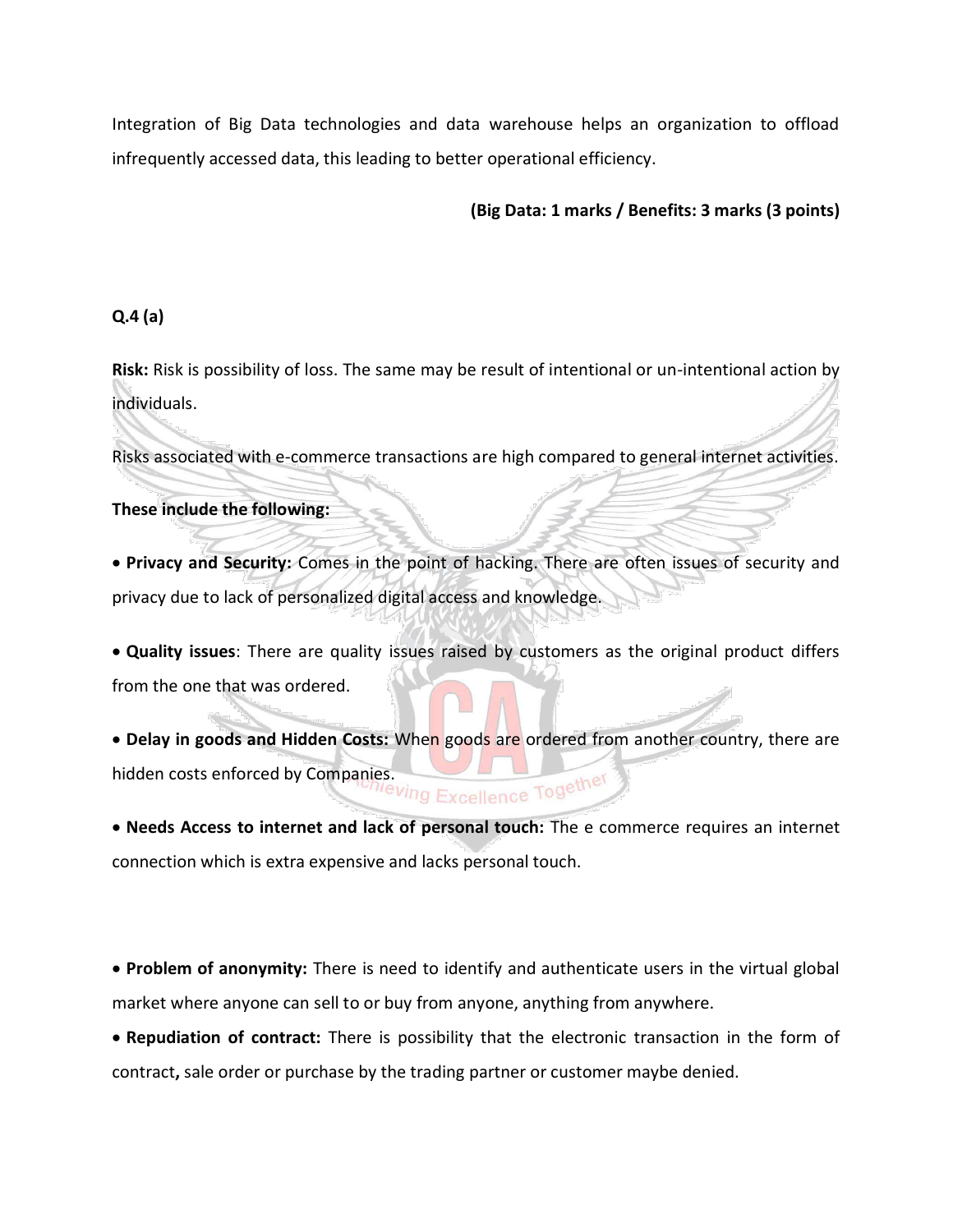Integration of Big Data technologies and data warehouse helps an organization to offload infrequently accessed data, this leading to better operational efficiency.

**(Big Data: 1 marks / Benefits: 3 marks (3 points)**

**Q.4 (a)**

**Risk:** Risk is possibility of loss. The same may be result of intentional or un-intentional action by individuals.

Risks associated with e-commerce transactions are high compared to general internet activities.

**These include the following:**

- **Privacy and Security:** Comes in the point of hacking. There are often issues of security and privacy due to lack of personalized digital access and knowledge.
- **Quality issues**: There are quality issues raised by customers as the original product differs from the one that was ordered.
- **Delay in goods and Hidden Costs:** When goods are ordered from another country, there are hidden costs enforced by Companies.
- **Needs Access to internet and lack of personal touch:** The e commerce requires an internet connection which is extra expensive and lacks personal touch.
- **Problem of anonymity:** There is need to identify and authenticate users in the virtual global market where anyone can sell to or buy from anyone, anything from anywhere.
- **Repudiation of contract:** There is possibility that the electronic transaction in the form of contract**,** sale order or purchase by the trading partner or customer maybe denied.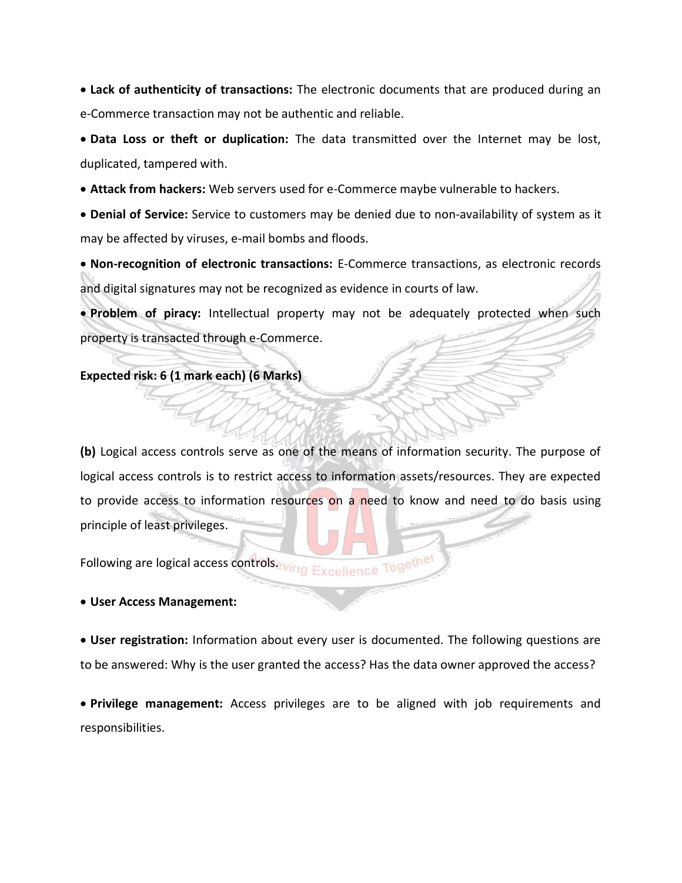- **Lack of authenticity of transactions:** The electronic documents that are produced during an e-Commerce transaction may not be authentic and reliable.
- **Data Loss or theft or duplication:** The data transmitted over the Internet may be lost, duplicated, tampered with.
- **Attack from hackers:** Web servers used for e-Commerce maybe vulnerable to hackers.
- **Denial of Service:** Service to customers may be denied due to non-availability of system as it may be affected by viruses, e-mail bombs and floods.
- **Non-recognition of electronic transactions:** E-Commerce transactions, as electronic records and digital signatures may not be recognized as evidence in courts of law.
- **Problem of piracy:** Intellectual property may not be adequately protected when such property is transacted through e-Commerce.

**Expected risk: 6 (1 mark each) (6 Marks)**

**(b)** Logical access controls serve as one of the means of information security. The purpose of logical access controls is to restrict access to information assets/resources. They are expected to provide access to information resources on a need to know and need to do basis using principle of least privileges.

Following are logical access controls.

- **User Access Management:**

- **User registration:** Information about every user is documented. The following questions are to be answered: Why is the user granted the access? Has the data owner approved the access?

- **Privilege management:** Access privileges are to be aligned with job requirements and responsibilities.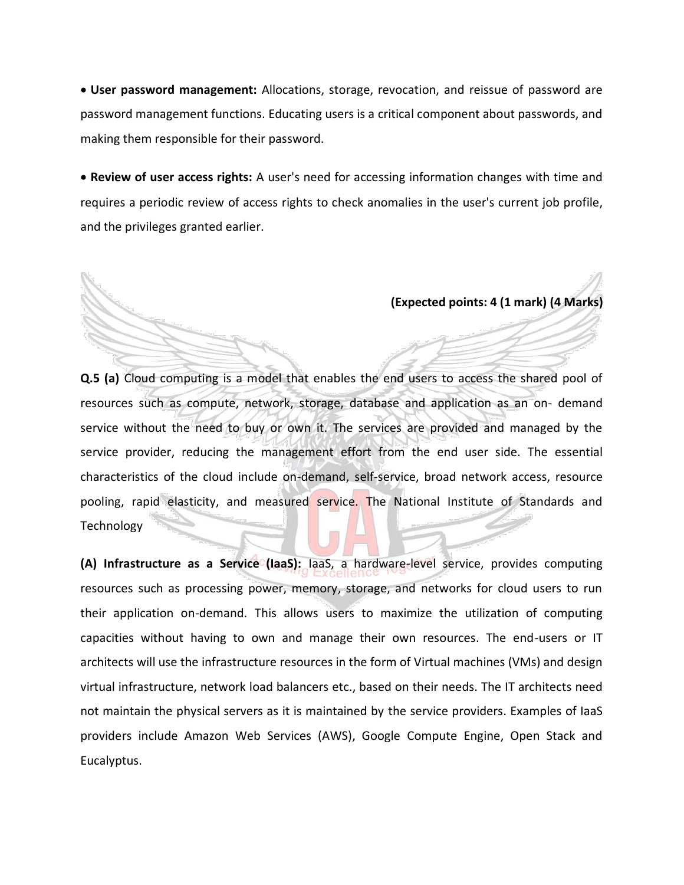- **User password management:** Allocations, storage, revocation, and reissue of password are password management functions. Educating users is a critical component about passwords, and making them responsible for their password.

- **Review of user access rights:** A user's need for accessing information changes with time and requires a periodic review of access rights to check anomalies in the user's current job profile, and the privileges granted earlier.

**(Expected points: 4 (1 mark) (4 Marks)**

**Q.5 (a)** Cloud computing is a model that enables the end users to access the shared pool of resources such as compute, network, storage, database and application as an on- demand service without the need to buy or own it. The services are provided and managed by the service provider, reducing the management effort from the end user side. The essential characteristics of the cloud include on-demand, self-service, broad network access, resource pooling, rapid elasticity, and measured service. The National Institute of Standards and Technology

**(A) Infrastructure as a Service (IaaS):** IaaS, a hardware-level service, provides computing resources such as processing power, memory, storage, and networks for cloud users to run their application on-demand. This allows users to maximize the utilization of computing capacities without having to own and manage their own resources. The end-users or IT architects will use the infrastructure resources in the form of Virtual machines (VMs) and design virtual infrastructure, network load balancers etc., based on their needs. The IT architects need not maintain the physical servers as it is maintained by the service providers. Examples of IaaS providers include Amazon Web Services (AWS), Google Compute Engine, Open Stack and Eucalyptus.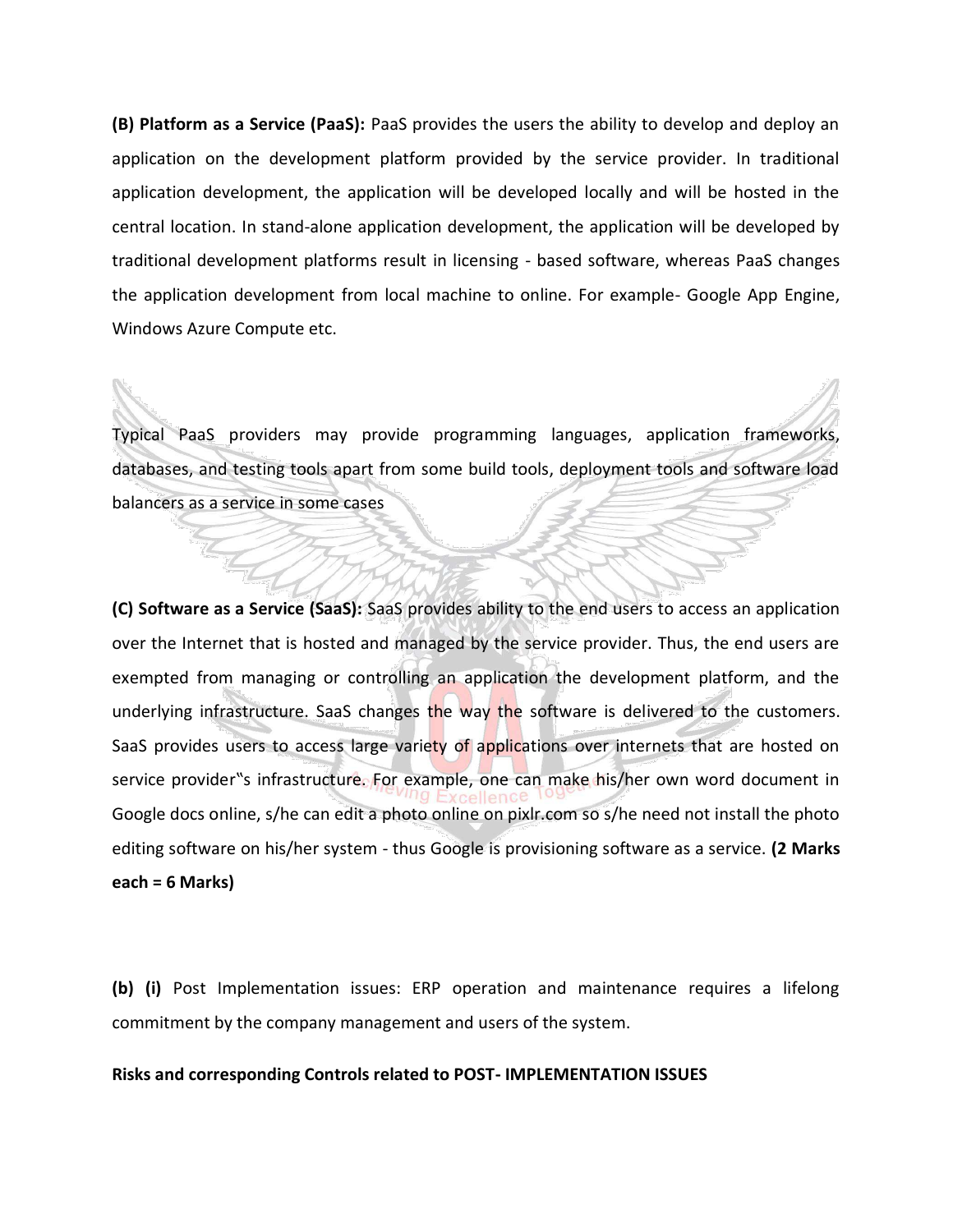**(B) Platform as a Service (PaaS):** PaaS provides the users the ability to develop and deploy an application on the development platform provided by the service provider. In traditional application development, the application will be developed locally and will be hosted in the central location. In stand-alone application development, the application will be developed by traditional development platforms result in licensing - based software, whereas PaaS changes the application development from local machine to online. For example- Google App Engine, Windows Azure Compute etc.

Typical PaaS providers may provide programming languages, application frameworks, databases, and testing tools apart from some build tools, deployment tools and software load balancers as a service in some cases

**(C) Software as a Service (SaaS):** SaaS provides ability to the end users to access an application over the Internet that is hosted and managed by the service provider. Thus, the end users are exempted from managing or controlling an application the development platform, and the underlying infrastructure. SaaS changes the way the software is delivered to the customers. SaaS provides users to access large variety of applications over internets that are hosted on service provider‟s infrastructure. For example, one can make his/her own word document in Google docs online, s/he can edit a photo online on pixlr.com so s/he need not install the photo editing software on his/her system - thus Google is provisioning software as a service. **(2 Marks each = 6 Marks)**

**(b) (i)** Post Implementation issues: ERP operation and maintenance requires a lifelong commitment by the company management and users of the system.

**Risks and corresponding Controls related to POST- IMPLEMENTATION ISSUES**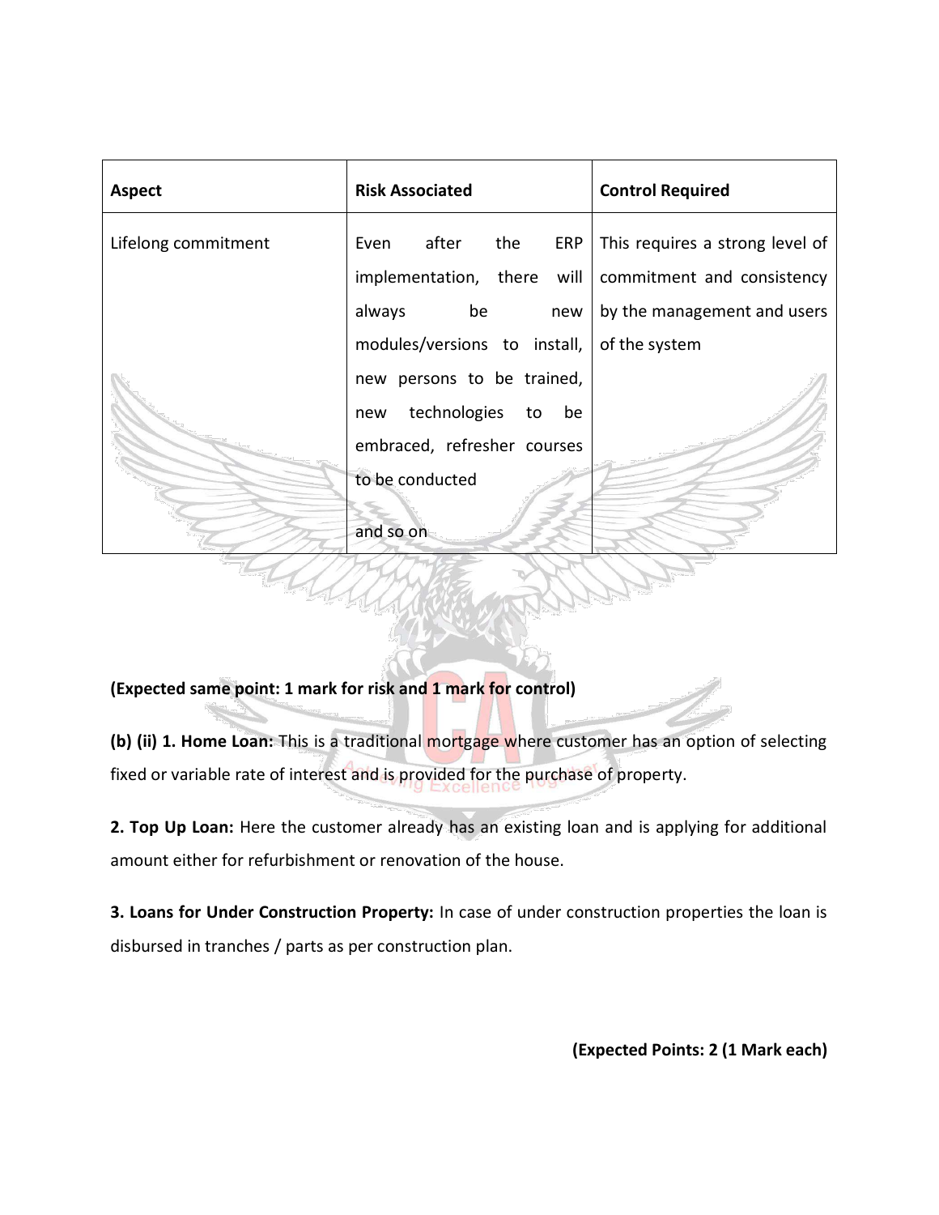| Aspect | Risk Associated | Control Required |
|---|---|---|
| Lifelong commitment | Even after the ERP implementation, there will always be new modules/versions to install, new persons to be trained, new technologies to be embraced, refresher courses to be conducted and so on | This requires a strong level of commitment and consistency by the management and users of the system |

**(Expected same point: 1 mark for risk and 1 mark for control)**

**(b) (ii) 1. Home Loan:** This is a traditional mortgage where customer has an option of selecting fixed or variable rate of interest and is provided for the purchase of property.

**2. Top Up Loan:** Here the customer already has an existing loan and is applying for additional amount either for refurbishment or renovation of the house.

**3. Loans for Under Construction Property:** In case of under construction properties the loan is disbursed in tranches / parts as per construction plan.

**(Expected Points: 2 (1 Mark each)**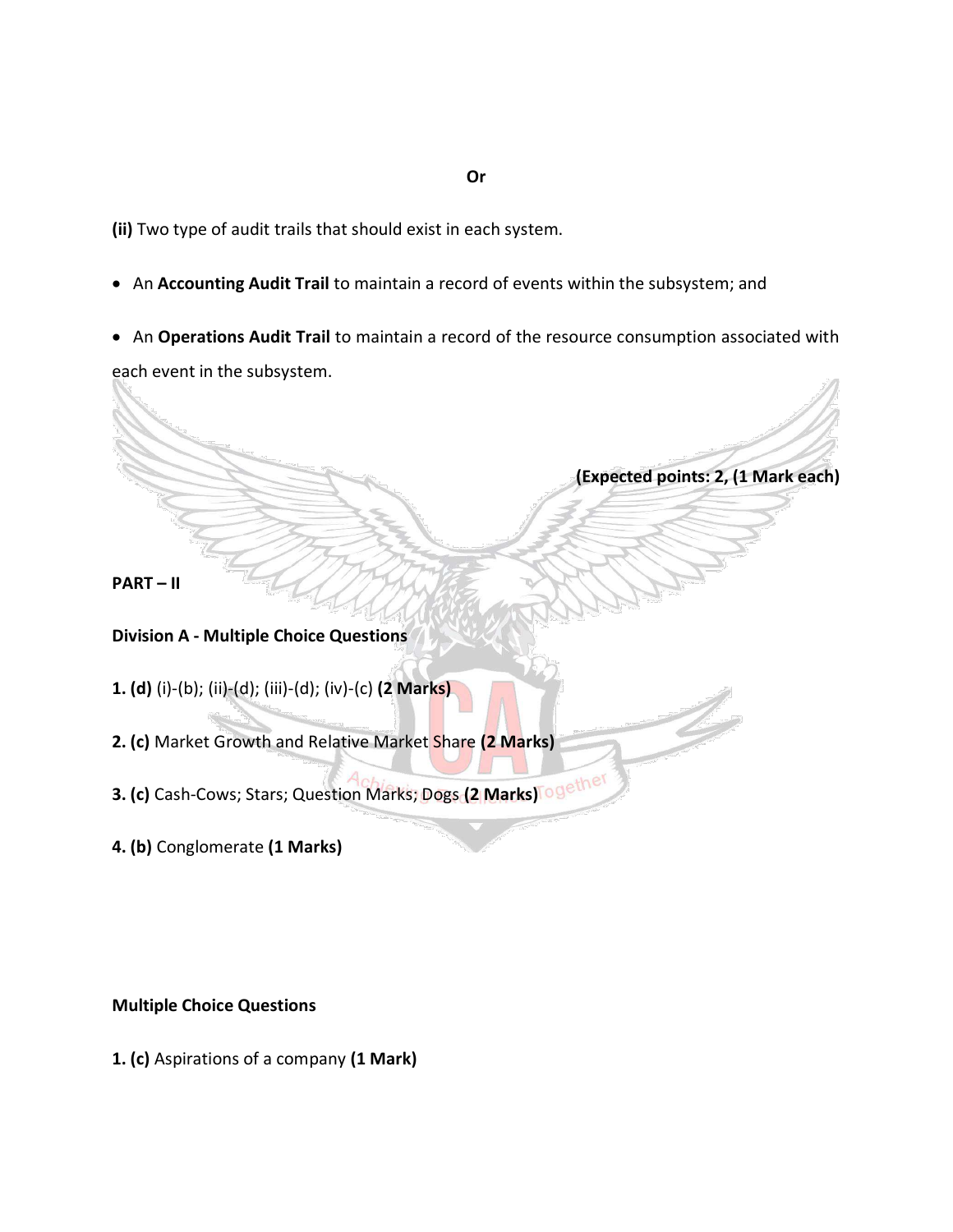**Or**

**(ii)** Two type of audit trails that should exist in each system.

- An **Accounting Audit Trail** to maintain a record of events within the subsystem; and
- An **Operations Audit Trail** to maintain a record of the resource consumption associated with each event in the subsystem.

**(Expected points: 2, (1 Mark each)**

**PART – II**

**Division A - Multiple Choice Questions**

**1. (d)** (i)-(b); (ii)-(d); (iii)-(d); (iv)-(c) **(2 Marks)**

**2. (c)** Market Growth and Relative Market Share **(2 Marks)**

**3. (c)** Cash-Cows; Stars; Question Marks; Dogs **(2 Marks)**

**4. (b)** Conglomerate **(1 Marks)**

**Multiple Choice Questions**

**1. (c)** Aspirations of a company **(1 Mark)**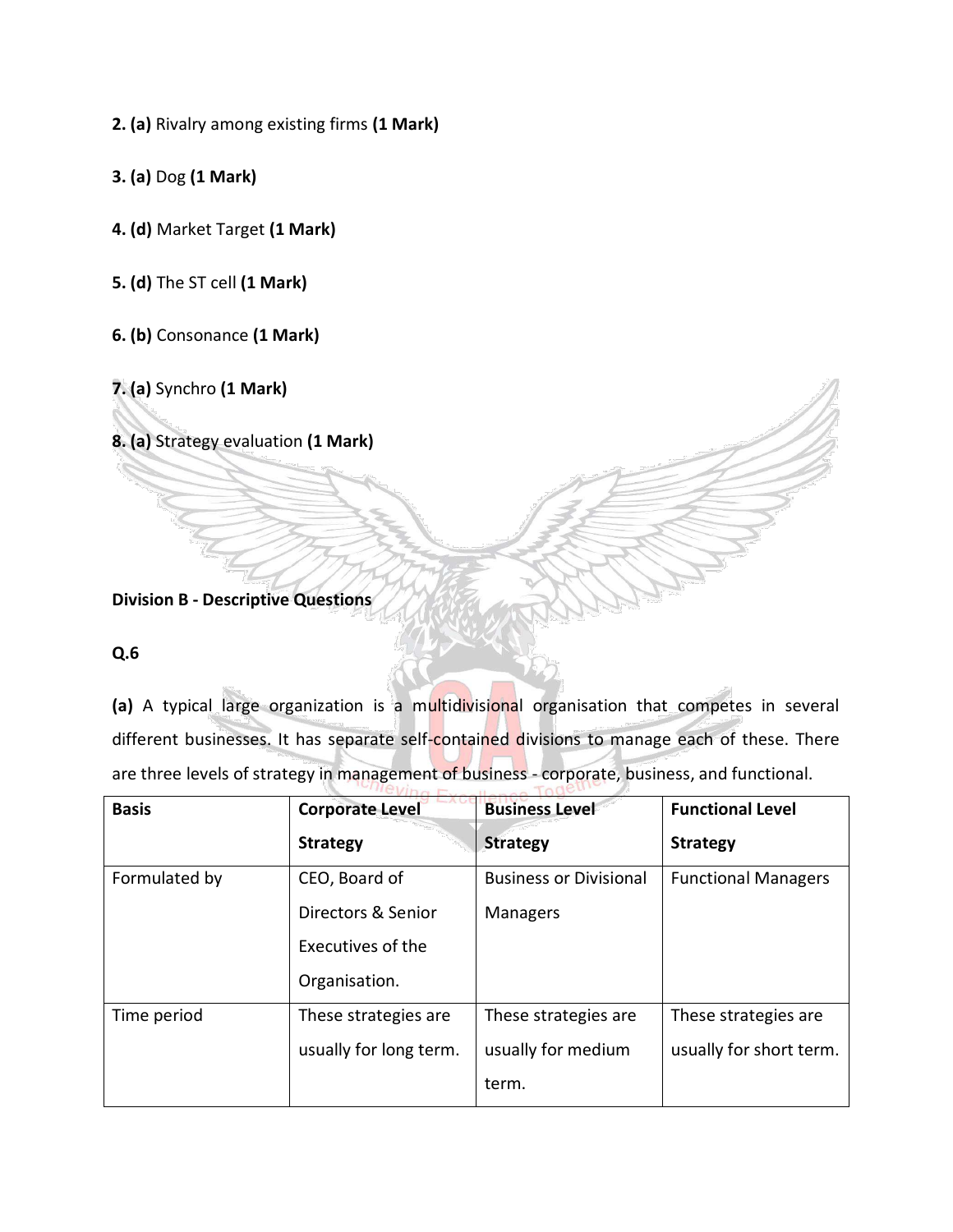**2. (a)** Rivalry among existing firms **(1 Mark)**

**3. (a)** Dog **(1 Mark)**

**4. (d)** Market Target **(1 Mark)**

**5. (d)** The ST cell **(1 Mark)**

**6. (b)** Consonance **(1 Mark)**

**7. (a)** Synchro **(1 Mark)**

**8. (a)** Strategy evaluation **(1 Mark)**

**Division B - Descriptive Questions**

**Q.6**

**(a)** A typical large organization is a multidivisional organisation that competes in several different businesses. It has separate self-contained divisions to manage each of these. There are three levels of strategy in management of business - corporate, business, and functional.

| Basis | Corporate Level Strategy | Business Level Strategy | Functional Level Strategy |
|---|---|---|---|
| Formulated by | CEO, Board of Directors & Senior Executives of the Organisation. | Business or Divisional Managers | Functional Managers |
| Time period | These strategies are usually for long term. | These strategies are usually for medium term. | These strategies are usually for short term. |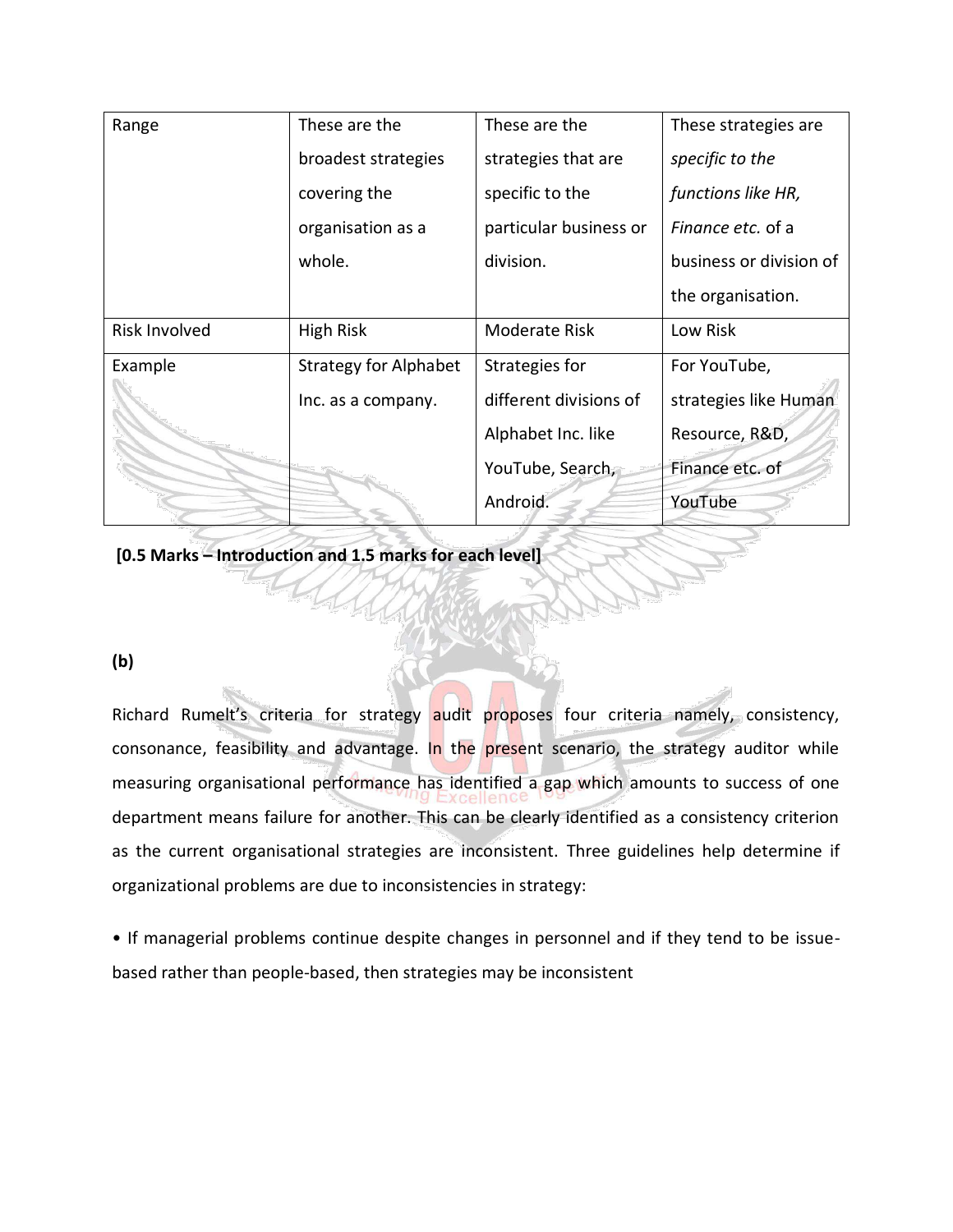| Range | These are the broadest strategies covering the organisation as a whole. | These are the strategies that are specific to the particular business or division. | These strategies are *specific to the functions like HR, Finance etc.* of a business or division of the organisation. |
|---|---|---|---|
| Risk Involved | High Risk | Moderate Risk | Low Risk |
| Example | Strategy for Alphabet Inc. as a company. | Strategies for different divisions of Alphabet Inc. like YouTube, Search, Android. | For YouTube, strategies like Human Resource, R&D, Finance etc. of YouTube |

**[0.5 Marks – Introduction and 1.5 marks for each level]**

**(b)**

Richard Rumelt's criteria for strategy audit proposes four criteria namely, consistency, consonance, feasibility and advantage. In the present scenario, the strategy auditor while measuring organisational performance has identified a gap which amounts to success of one department means failure for another. This can be clearly identified as a consistency criterion as the current organisational strategies are inconsistent. Three guidelines help determine if organizational problems are due to inconsistencies in strategy:

• If managerial problems continue despite changes in personnel and if they tend to be issue-based rather than people-based, then strategies may be inconsistent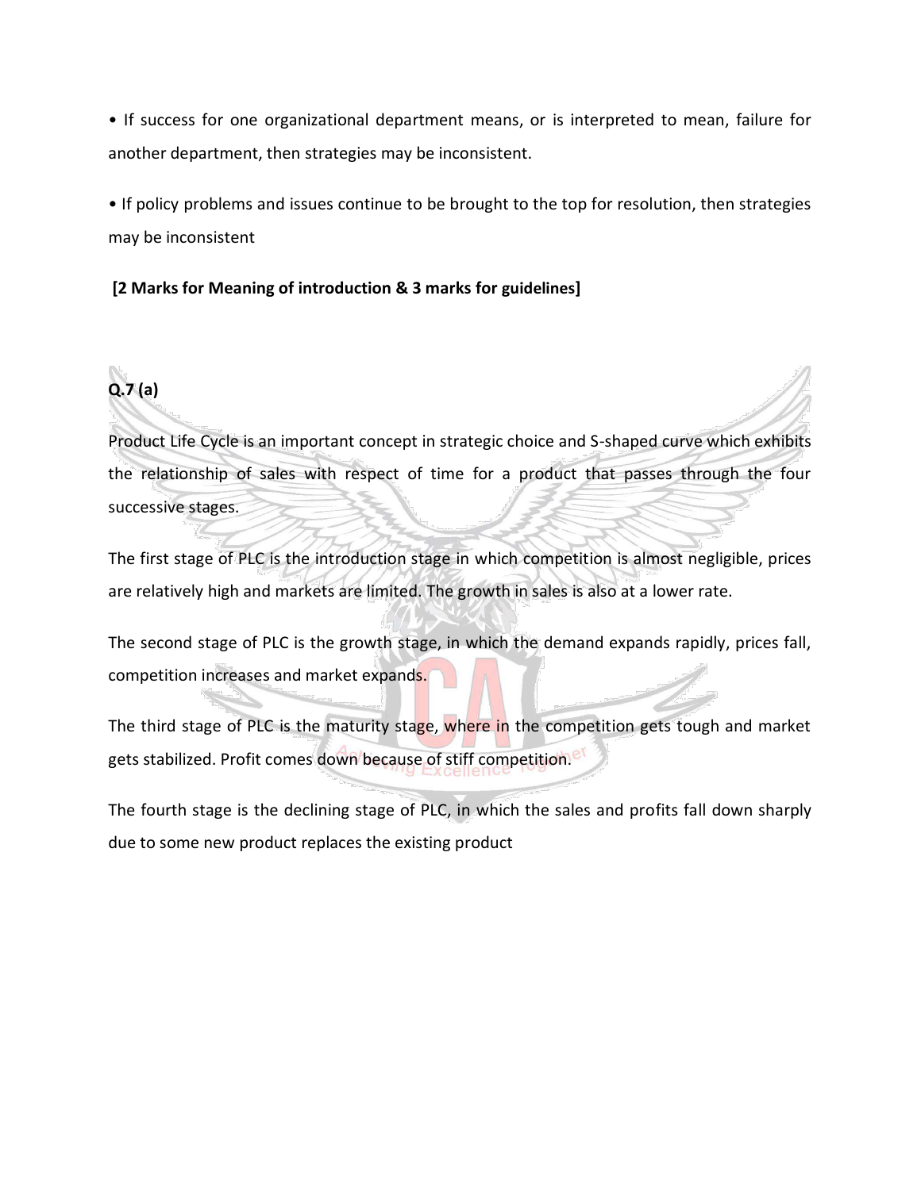• If success for one organizational department means, or is interpreted to mean, failure for another department, then strategies may be inconsistent.

• If policy problems and issues continue to be brought to the top for resolution, then strategies may be inconsistent

**[2 Marks for Meaning of introduction & 3 marks for guidelines]**

**Q.7 (a)**

Product Life Cycle is an important concept in strategic choice and S-shaped curve which exhibits the relationship of sales with respect of time for a product that passes through the four successive stages.

The first stage of PLC is the introduction stage in which competition is almost negligible, prices are relatively high and markets are limited. The growth in sales is also at a lower rate.

The second stage of PLC is the growth stage, in which the demand expands rapidly, prices fall, competition increases and market expands.

The third stage of PLC is the maturity stage, where in the competition gets tough and market gets stabilized. Profit comes down because of stiff competition.

The fourth stage is the declining stage of PLC, in which the sales and profits fall down sharply due to some new product replaces the existing product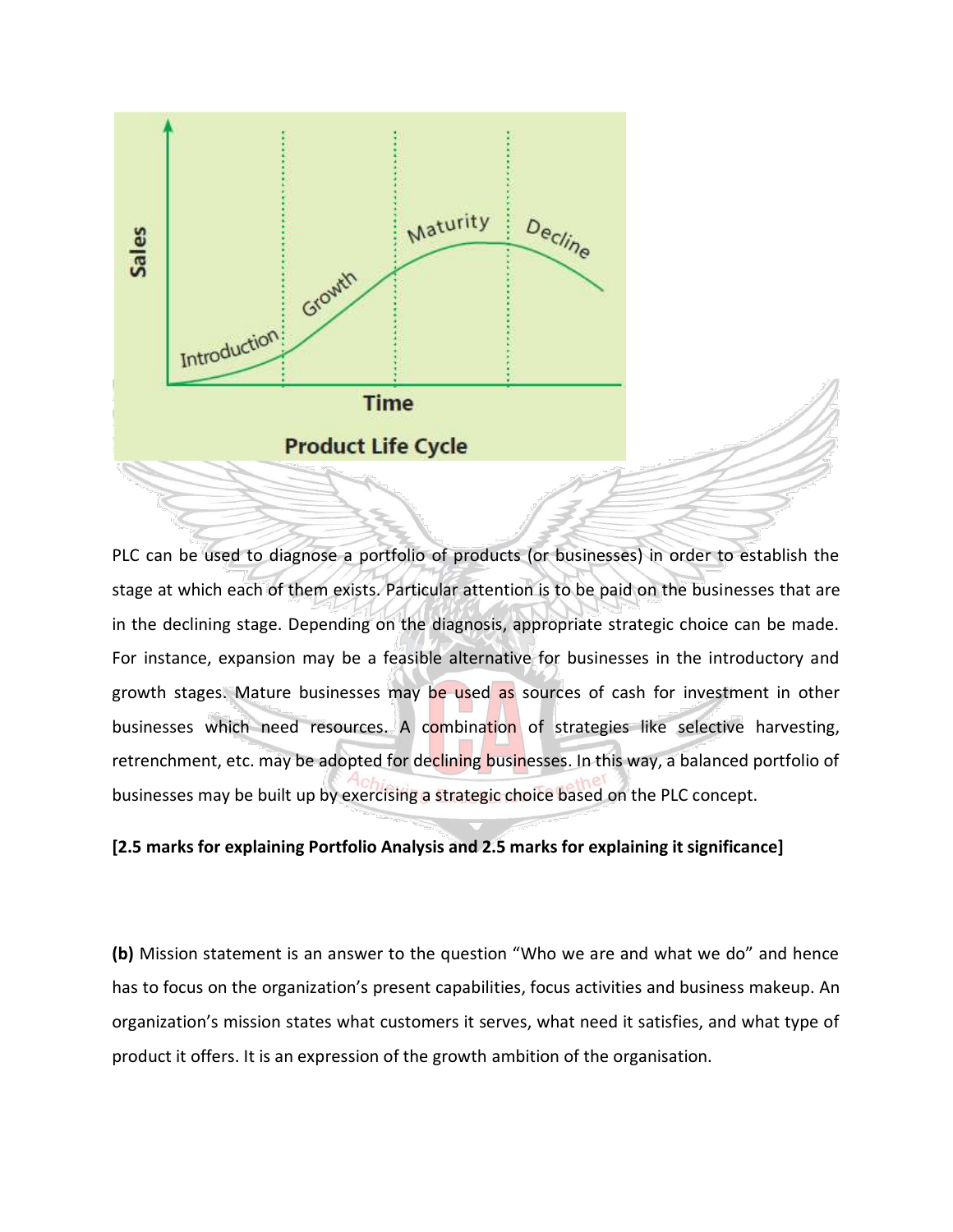PLC can be used to diagnose a portfolio of products (or businesses) in order to establish the stage at which each of them exists. Particular attention is to be paid on the businesses that are in the declining stage. Depending on the diagnosis, appropriate strategic choice can be made. For instance, expansion may be a feasible alternative for businesses in the introductory and growth stages. Mature businesses may be used as sources of cash for investment in other businesses which need resources. A combination of strategies like selective harvesting, retrenchment, etc. may be adopted for declining businesses. In this way, a balanced portfolio of businesses may be built up by exercising a strategic choice based on the PLC concept.

**[2.5 marks for explaining Portfolio Analysis and 2.5 marks for explaining it significance]**

**(b)** Mission statement is an answer to the question "Who we are and what we do" and hence has to focus on the organization's present capabilities, focus activities and business makeup. An organization's mission states what customers it serves, what need it satisfies, and what type of product it offers. It is an expression of the growth ambition of the organisation.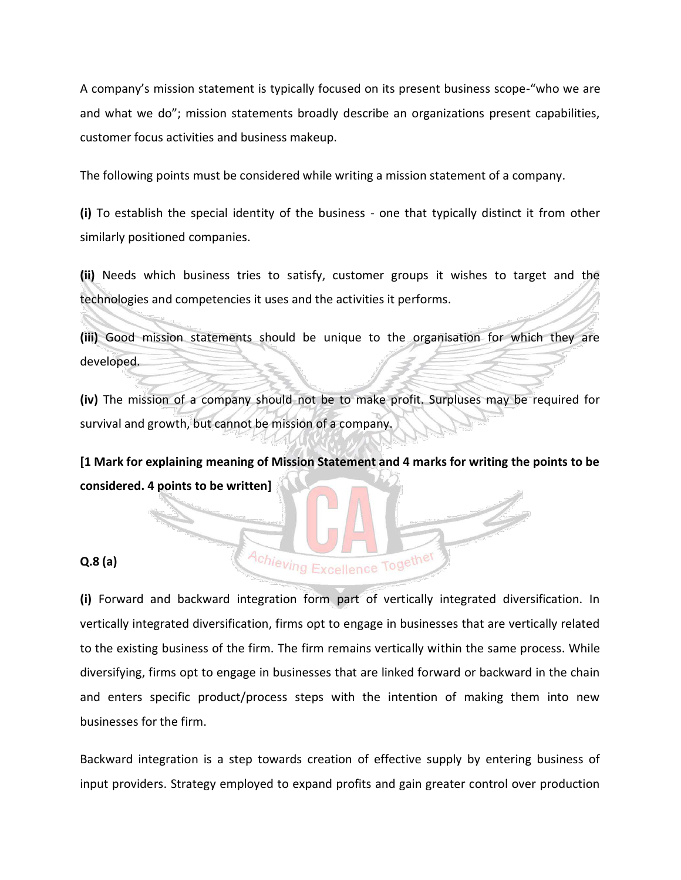A company's mission statement is typically focused on its present business scope-"who we are and what we do"; mission statements broadly describe an organizations present capabilities, customer focus activities and business makeup.

The following points must be considered while writing a mission statement of a company.

**(i)** To establish the special identity of the business - one that typically distinct it from other similarly positioned companies.

**(ii)** Needs which business tries to satisfy, customer groups it wishes to target and the technologies and competencies it uses and the activities it performs.

**(iii)** Good mission statements should be unique to the organisation for which they are developed.

**(iv)** The mission of a company should not be to make profit. Surpluses may be required for survival and growth, but cannot be mission of a company.

**[1 Mark for explaining meaning of Mission Statement and 4 marks for writing the points to be considered. 4 points to be written]**

**Q.8 (a)**

**(i)** Forward and backward integration form part of vertically integrated diversification. In vertically integrated diversification, firms opt to engage in businesses that are vertically related to the existing business of the firm. The firm remains vertically within the same process. While diversifying, firms opt to engage in businesses that are linked forward or backward in the chain and enters specific product/process steps with the intention of making them into new businesses for the firm.

Backward integration is a step towards creation of effective supply by entering business of input providers. Strategy employed to expand profits and gain greater control over production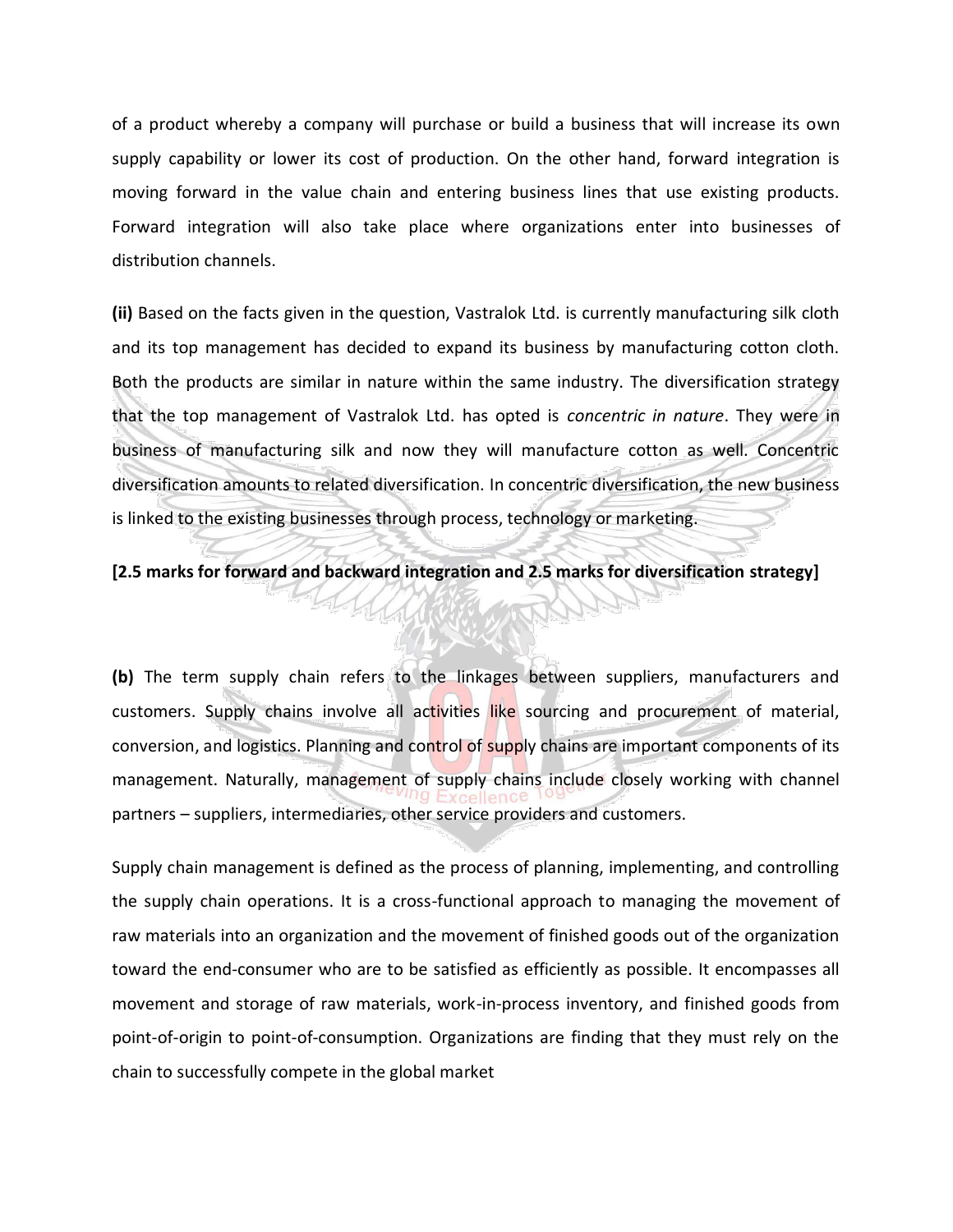of a product whereby a company will purchase or build a business that will increase its own supply capability or lower its cost of production. On the other hand, forward integration is moving forward in the value chain and entering business lines that use existing products. Forward integration will also take place where organizations enter into businesses of distribution channels.

**(ii)** Based on the facts given in the question, Vastralok Ltd. is currently manufacturing silk cloth and its top management has decided to expand its business by manufacturing cotton cloth. Both the products are similar in nature within the same industry. The diversification strategy that the top management of Vastralok Ltd. has opted is *concentric in nature*. They were in business of manufacturing silk and now they will manufacture cotton as well. Concentric diversification amounts to related diversification. In concentric diversification, the new business is linked to the existing businesses through process, technology or marketing.

**[2.5 marks for forward and backward integration and 2.5 marks for diversification strategy]**

**(b)** The term supply chain refers to the linkages between suppliers, manufacturers and customers. Supply chains involve all activities like sourcing and procurement of material, conversion, and logistics. Planning and control of supply chains are important components of its management. Naturally, management of supply chains include closely working with channel partners – suppliers, intermediaries, other service providers and customers.

Supply chain management is defined as the process of planning, implementing, and controlling the supply chain operations. It is a cross-functional approach to managing the movement of raw materials into an organization and the movement of finished goods out of the organization toward the end-consumer who are to be satisfied as efficiently as possible. It encompasses all movement and storage of raw materials, work-in-process inventory, and finished goods from point-of-origin to point-of-consumption. Organizations are finding that they must rely on the chain to successfully compete in the global market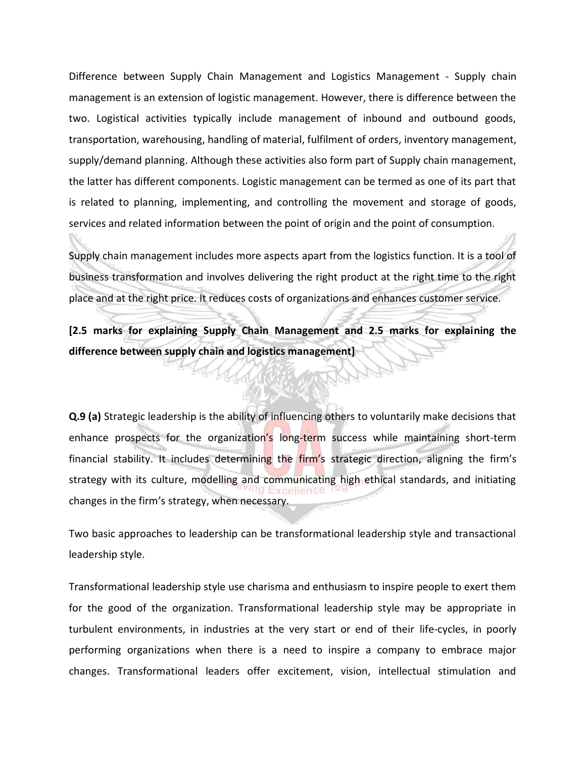Difference between Supply Chain Management and Logistics Management - Supply chain management is an extension of logistic management. However, there is difference between the two. Logistical activities typically include management of inbound and outbound goods, transportation, warehousing, handling of material, fulfilment of orders, inventory management, supply/demand planning. Although these activities also form part of Supply chain management, the latter has different components. Logistic management can be termed as one of its part that is related to planning, implementing, and controlling the movement and storage of goods, services and related information between the point of origin and the point of consumption.

Supply chain management includes more aspects apart from the logistics function. It is a tool of business transformation and involves delivering the right product at the right time to the right place and at the right price. It reduces costs of organizations and enhances customer service.

**[2.5 marks for explaining Supply Chain Management and 2.5 marks for explaining the difference between supply chain and logistics management]**

**Q.9 (a)** Strategic leadership is the ability of influencing others to voluntarily make decisions that enhance prospects for the organization's long-term success while maintaining short-term financial stability. It includes determining the firm's strategic direction, aligning the firm's strategy with its culture, modelling and communicating high ethical standards, and initiating changes in the firm's strategy, when necessary.

Two basic approaches to leadership can be transformational leadership style and transactional leadership style.

Transformational leadership style use charisma and enthusiasm to inspire people to exert them for the good of the organization. Transformational leadership style may be appropriate in turbulent environments, in industries at the very start or end of their life-cycles, in poorly performing organizations when there is a need to inspire a company to embrace major changes. Transformational leaders offer excitement, vision, intellectual stimulation and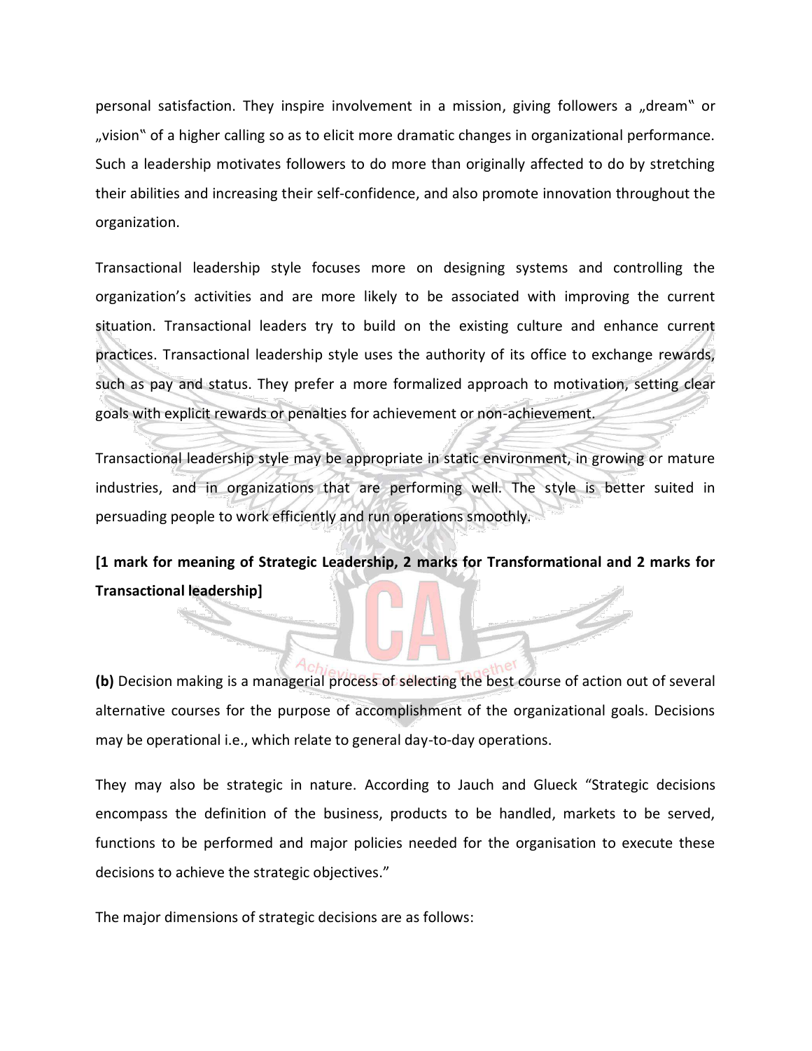personal satisfaction. They inspire involvement in a mission, giving followers a „dream" or „vision" of a higher calling so as to elicit more dramatic changes in organizational performance. Such a leadership motivates followers to do more than originally affected to do by stretching their abilities and increasing their self-confidence, and also promote innovation throughout the organization.

Transactional leadership style focuses more on designing systems and controlling the organization's activities and are more likely to be associated with improving the current situation. Transactional leaders try to build on the existing culture and enhance current practices. Transactional leadership style uses the authority of its office to exchange rewards, such as pay and status. They prefer a more formalized approach to motivation, setting clear goals with explicit rewards or penalties for achievement or non-achievement.

Transactional leadership style may be appropriate in static environment, in growing or mature industries, and in organizations that are performing well. The style is better suited in persuading people to work efficiently and run operations smoothly.

**[1 mark for meaning of Strategic Leadership, 2 marks for Transformational and 2 marks for Transactional leadership]**

**(b)** Decision making is a managerial process of selecting the best course of action out of several alternative courses for the purpose of accomplishment of the organizational goals. Decisions may be operational i.e., which relate to general day-to-day operations.

They may also be strategic in nature. According to Jauch and Glueck "Strategic decisions encompass the definition of the business, products to be handled, markets to be served, functions to be performed and major policies needed for the organisation to execute these decisions to achieve the strategic objectives."

The major dimensions of strategic decisions are as follows: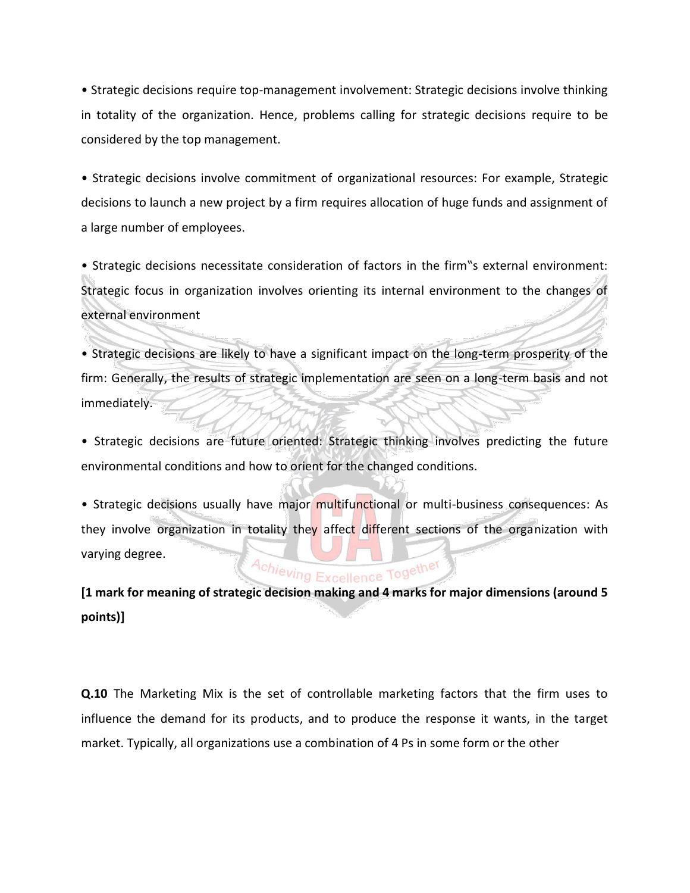• Strategic decisions require top-management involvement: Strategic decisions involve thinking in totality of the organization. Hence, problems calling for strategic decisions require to be considered by the top management.

• Strategic decisions involve commitment of organizational resources: For example, Strategic decisions to launch a new project by a firm requires allocation of huge funds and assignment of a large number of employees.

• Strategic decisions necessitate consideration of factors in the firm‟s external environment: Strategic focus in organization involves orienting its internal environment to the changes of external environment

• Strategic decisions are likely to have a significant impact on the long-term prosperity of the firm: Generally, the results of strategic implementation are seen on a long-term basis and not immediately.

• Strategic decisions are future oriented: Strategic thinking involves predicting the future environmental conditions and how to orient for the changed conditions.

• Strategic decisions usually have major multifunctional or multi-business consequences: As they involve organization in totality they affect different sections of the organization with varying degree.

**[1 mark for meaning of strategic decision making and 4 marks for major dimensions (around 5 points)]**

**Q.10** The Marketing Mix is the set of controllable marketing factors that the firm uses to influence the demand for its products, and to produce the response it wants, in the target market. Typically, all organizations use a combination of 4 Ps in some form or the other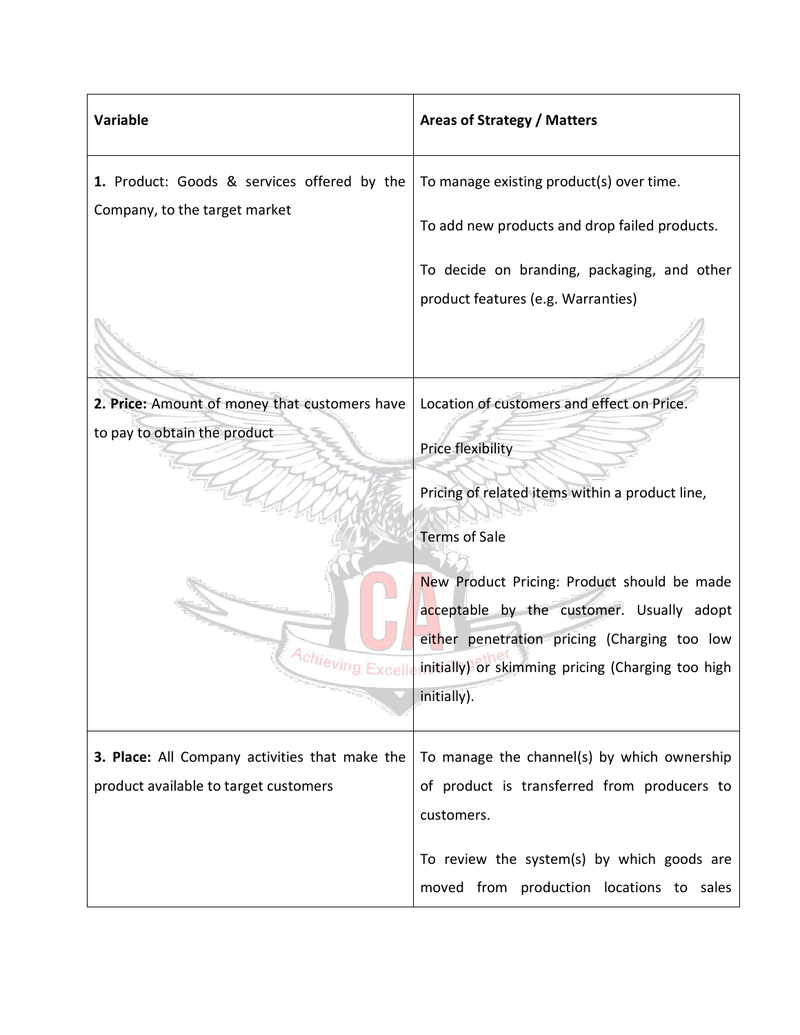| Variable | Areas of Strategy / Matters |
|---|---|
| **1.** Product: Goods & services offered by the Company, to the target market | To manage existing product(s) over time.<br><br>To add new products and drop failed products.<br><br>To decide on branding, packaging, and other product features (e.g. Warranties) |
| **2. Price:** Amount of money that customers have to pay to obtain the product | Location of customers and effect on Price.<br><br>Price flexibility<br><br>Pricing of related items within a product line,<br><br>Terms of Sale<br><br>New Product Pricing: Product should be made acceptable by the customer. Usually adopt either penetration pricing (Charging too low initially) or skimming pricing (Charging too high initially). |
| **3. Place:** All Company activities that make the product available to target customers | To manage the channel(s) by which ownership of product is transferred from producers to customers.<br><br>To review the system(s) by which goods are moved from production locations to sales |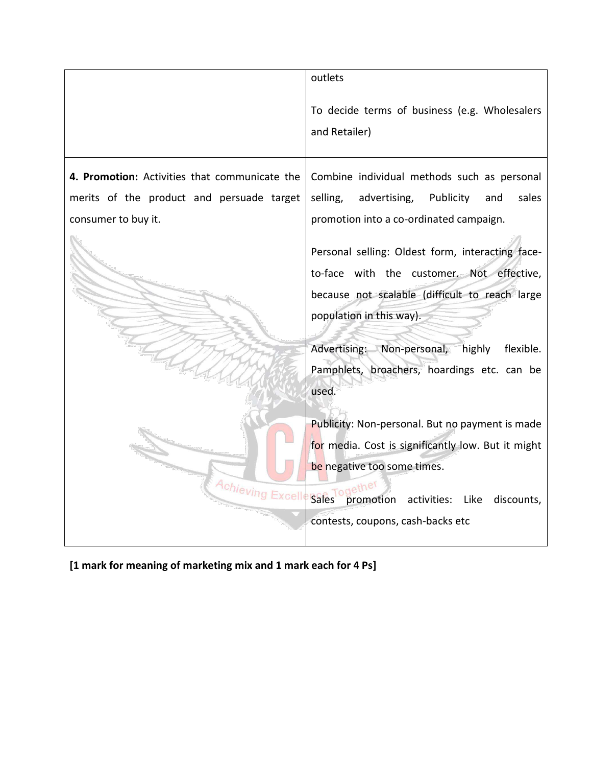| | |
|---|---|
| | outlets<br><br>To decide terms of business (e.g. Wholesalers and Retailer) |
| **4. Promotion:** Activities that communicate the merits of the product and persuade target consumer to buy it. | Combine individual methods such as personal selling, advertising, Publicity and sales promotion into a co-ordinated campaign.<br><br>Personal selling: Oldest form, interacting face-to-face with the customer. Not effective, because not scalable (difficult to reach large population in this way).<br><br>Advertising: Non-personal, highly flexible. Pamphlets, broachers, hoardings etc. can be used.<br><br>Publicity: Non-personal. But no payment is made for media. Cost is significantly low. But it might be negative too some times.<br><br>Sales promotion activities: Like discounts, contests, coupons, cash-backs etc |

**[1 mark for meaning of marketing mix and 1 mark each for 4 Ps]**